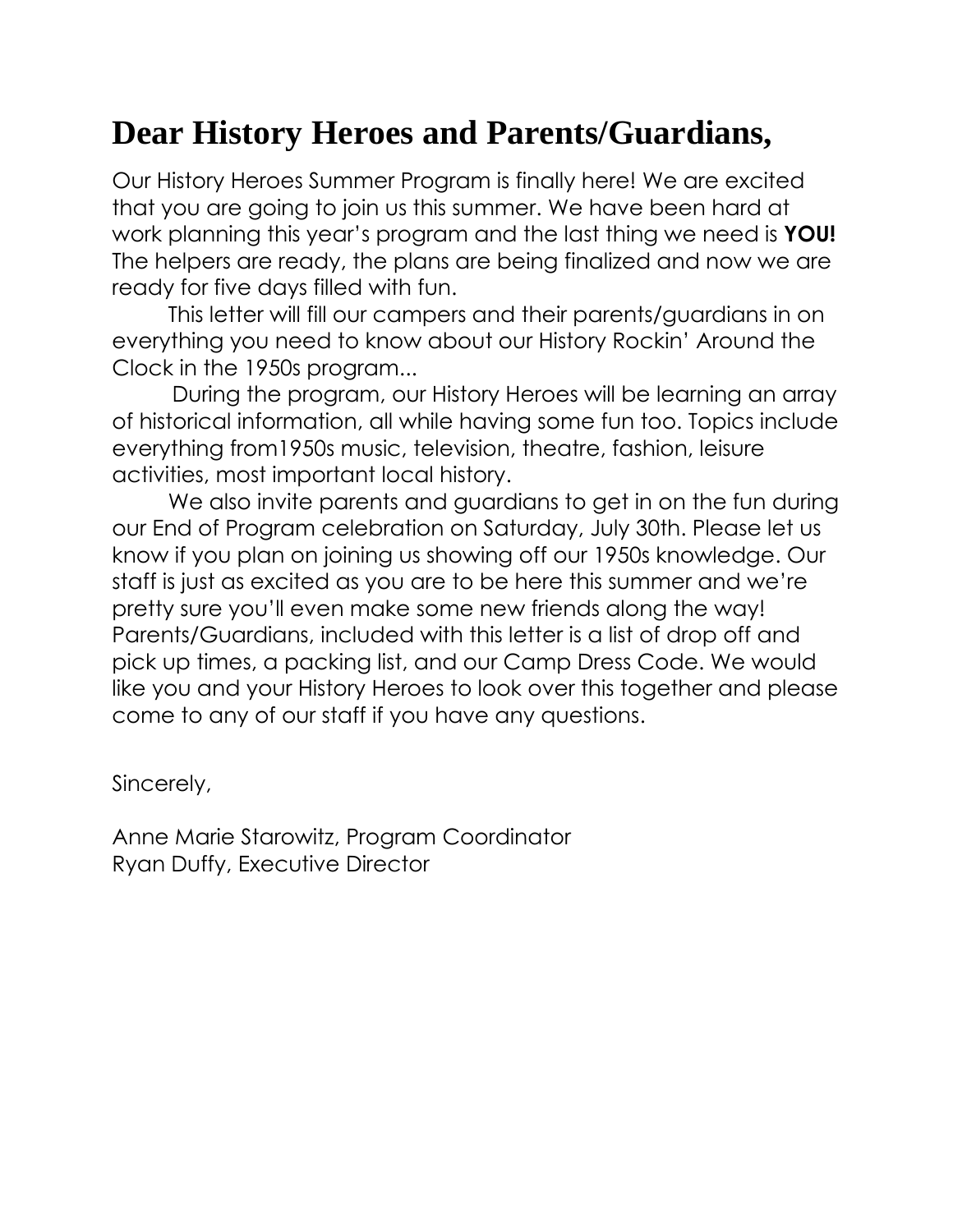# Dear History Heroes and Parents/Guardians,

Our History Heroes Summer Program is finally here! We are excited that you are going to join us this summer. We have been hard at work planning this year's program and the last thing we need is **YOU!** The helpers are ready, the plans are being finalized and now we are ready for five days filled with fun.

This letter will fill our campers and their parents/guardians in on everything you need to know about our History Rockin' Around the Clock in the 1950s program...

During the program, our History Heroes will be learning an array of historical information, all while having some fun too. Topics include everything from1950s music, television, theatre, fashion, leisure activities, most important local history.

We also invite parents and guardians to get in on the fun during our End of Program celebration on Saturday, July 30th. Please let us know if you plan on joining us showing off our 1950s knowledge. Our staff is just as excited as you are to be here this summer and we're pretty sure you'll even make some new friends along the way! Parents/Guardians, included with this letter is a list of drop off and pick up times, a packing list, and our Camp Dress Code. We would like you and your History Heroes to look over this together and please come to any of our staff if you have any questions.

Sincerely,

Anne Marie Starowitz, Program Coordinator
Ryan Duffy, Executive Director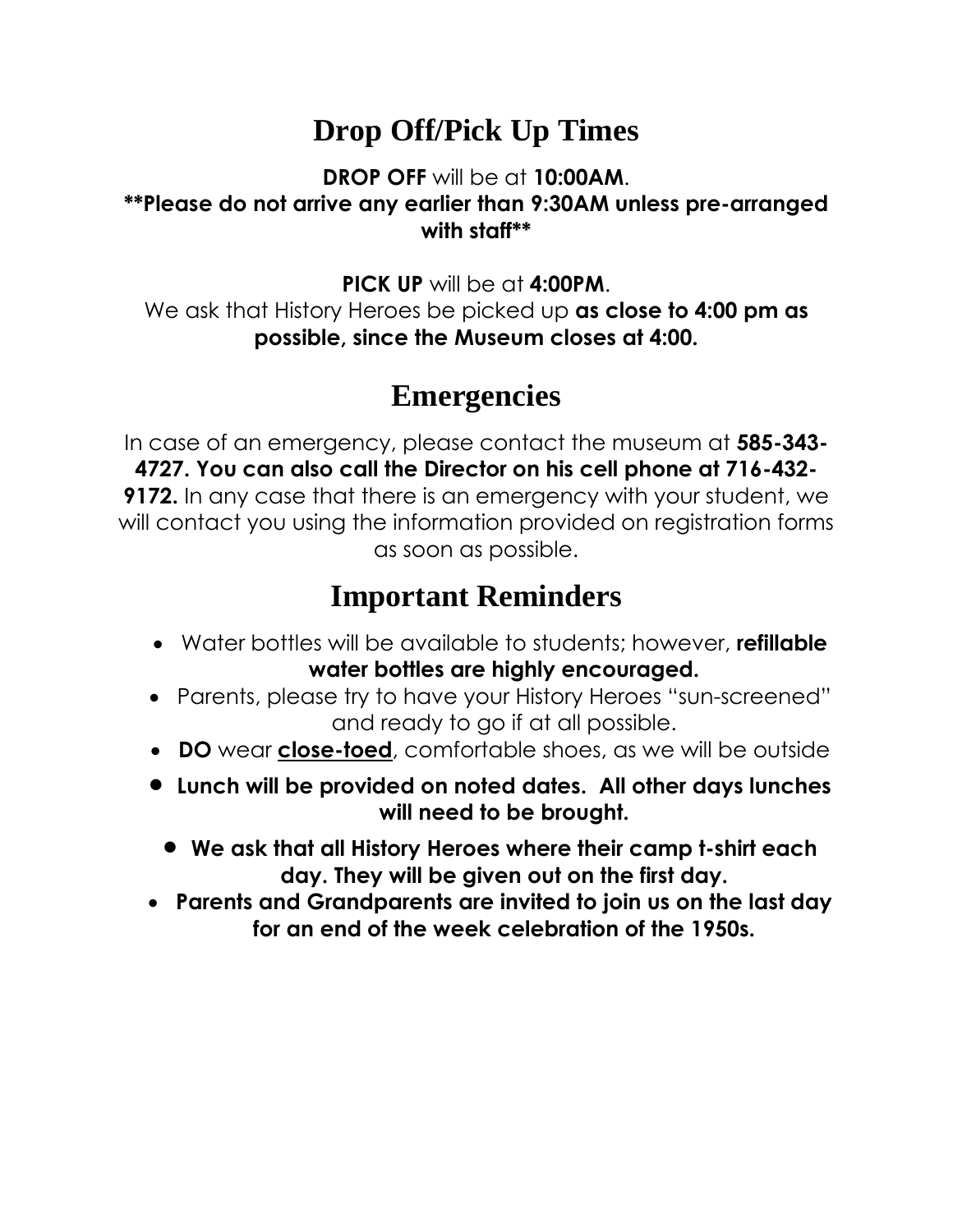# Drop Off/Pick Up Times

**DROP OFF** will be at **10:00AM**.

**\*\*Please do not arrive any earlier than 9:30AM unless pre-arranged with staff\*\***

**PICK UP** will be at **4:00PM**.

We ask that History Heroes be picked up **as close to 4:00 pm as possible, since the Museum closes at 4:00.**

# Emergencies

In case of an emergency, please contact the museum at **585-343-4727. You can also call the Director on his cell phone at 716-432-9172.** In any case that there is an emergency with your student, we will contact you using the information provided on registration forms as soon as possible.

# Important Reminders

- Water bottles will be available to students; however, **refillable water bottles are highly encouraged.**
- Parents, please try to have your History Heroes "sun-screened" and ready to go if at all possible.
- **DO** wear **close-toed**, comfortable shoes, as we will be outside
- **Lunch will be provided on noted dates. All other days lunches will need to be brought.**
- **We ask that all History Heroes where their camp t-shirt each day. They will be given out on the first day.**
- **Parents and Grandparents are invited to join us on the last day for an end of the week celebration of the 1950s.**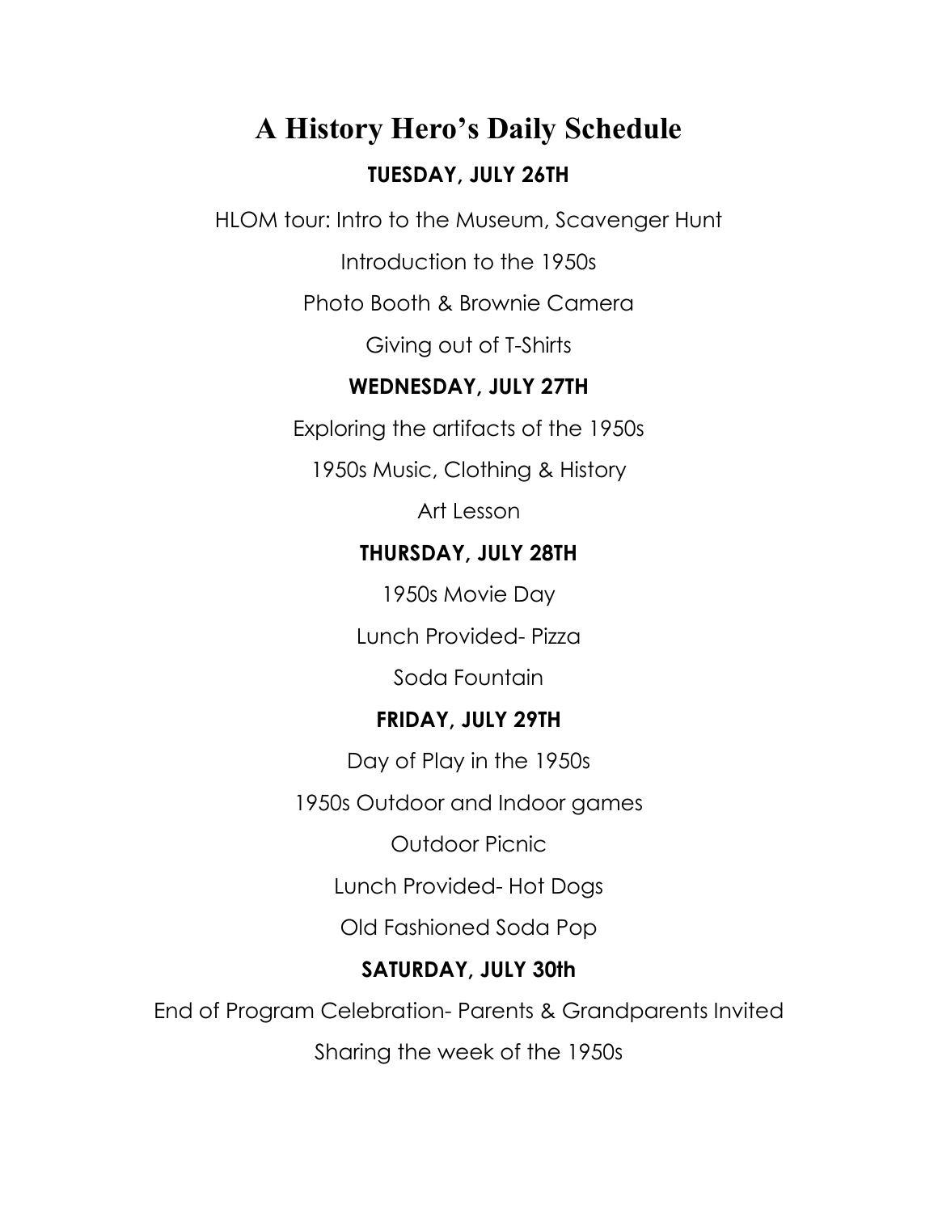# A History Hero's Daily Schedule

**TUESDAY, JULY 26TH**

HLOM tour: Intro to the Museum, Scavenger Hunt

Introduction to the 1950s

Photo Booth & Brownie Camera

Giving out of T-Shirts

**WEDNESDAY, JULY 27TH**

Exploring the artifacts of the 1950s

1950s Music, Clothing & History

Art Lesson

**THURSDAY, JULY 28TH**

1950s Movie Day

Lunch Provided- Pizza

Soda Fountain

**FRIDAY, JULY 29TH**

Day of Play in the 1950s

1950s Outdoor and Indoor games

Outdoor Picnic

Lunch Provided- Hot Dogs

Old Fashioned Soda Pop

**SATURDAY, JULY 30th**

End of Program Celebration- Parents & Grandparents Invited

Sharing the week of the 1950s